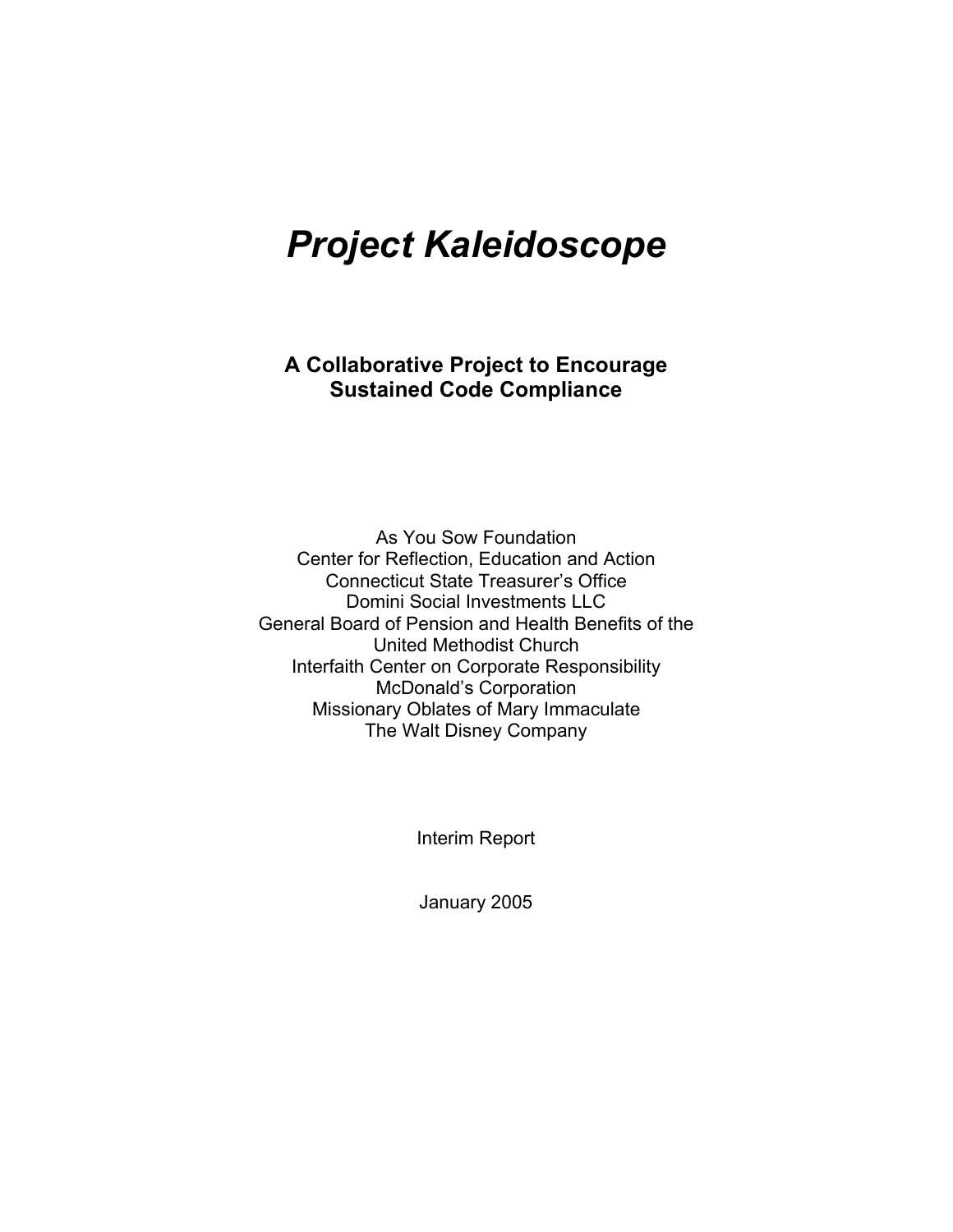# *Project Kaleidoscope*

## A Collaborative Project to Encourage Sustained Code Compliance

As You Sow Foundation
Center for Reflection, Education and Action
Connecticut State Treasurer's Office
Domini Social Investments LLC
General Board of Pension and Health Benefits of the United Methodist Church
Interfaith Center on Corporate Responsibility
McDonald's Corporation
Missionary Oblates of Mary Immaculate
The Walt Disney Company

Interim Report

January 2005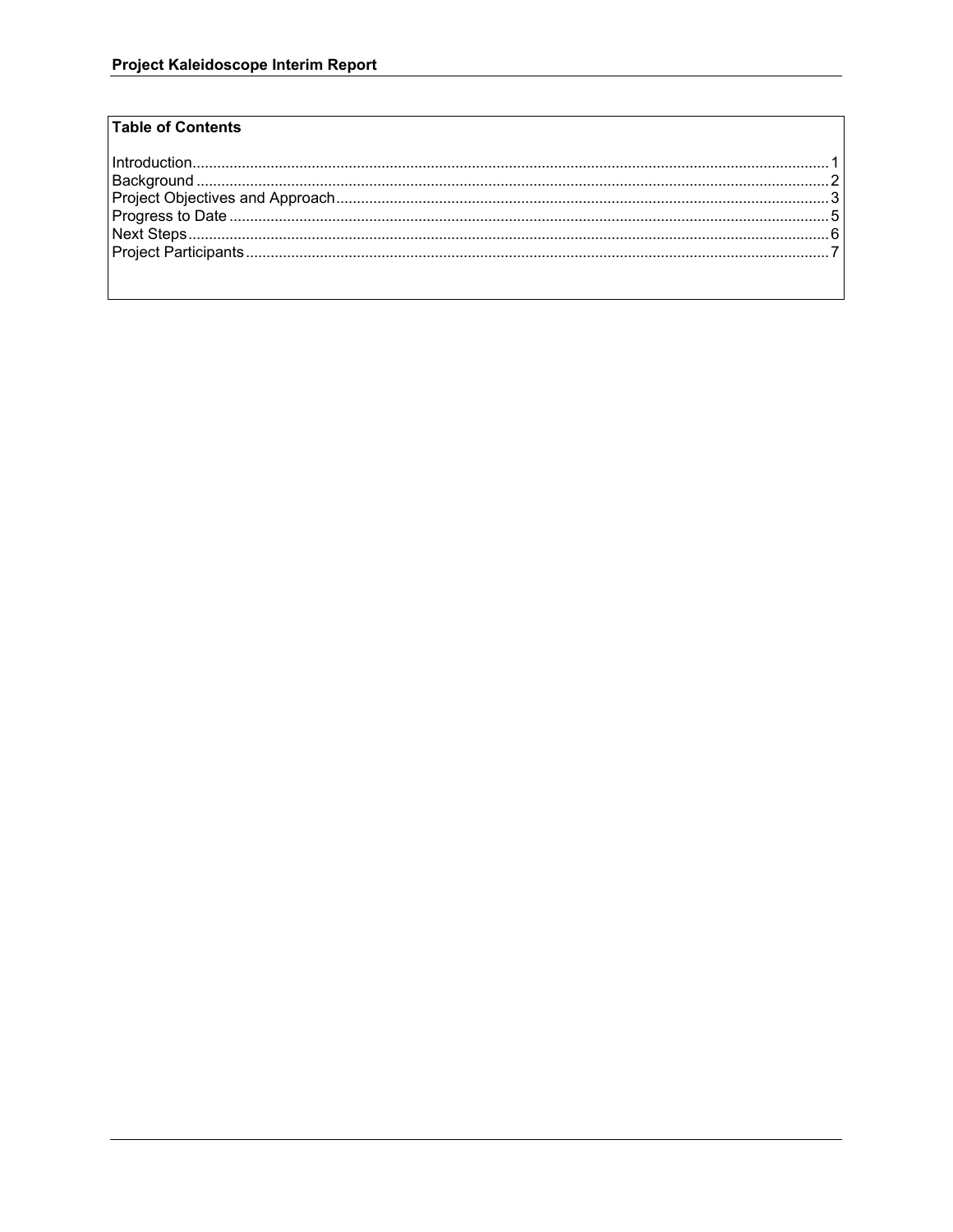**Table of Contents**

| Section | Page |
| --- | --- |
| Introduction | 1 |
| Background | 2 |
| Project Objectives and Approach | 3 |
| Progress to Date | 5 |
| Next Steps | 6 |
| Project Participants | 7 |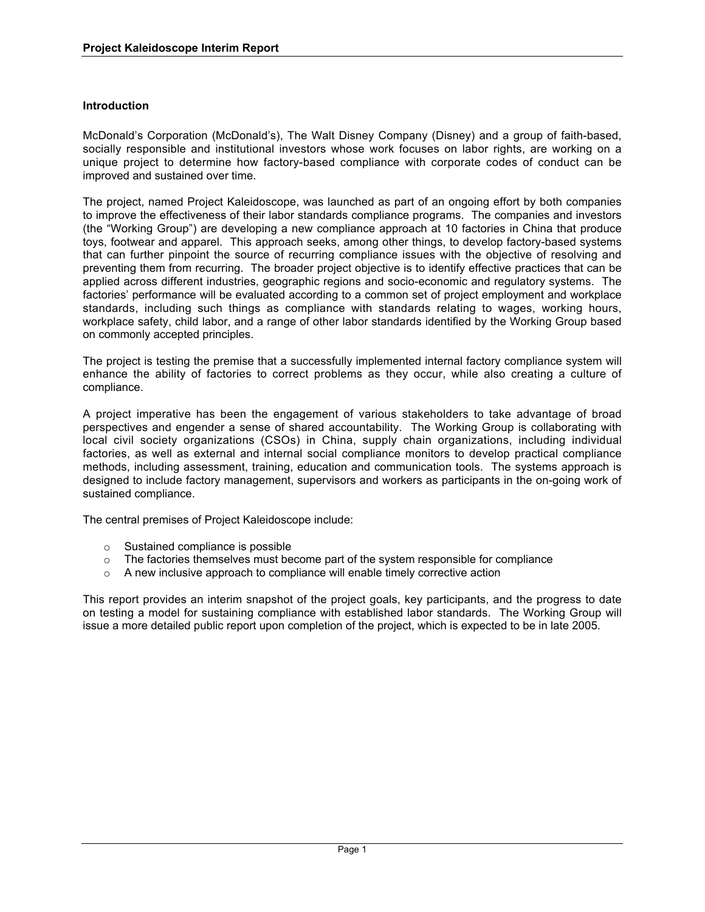## Introduction

McDonald's Corporation (McDonald's), The Walt Disney Company (Disney) and a group of faith-based, socially responsible and institutional investors whose work focuses on labor rights, are working on a unique project to determine how factory-based compliance with corporate codes of conduct can be improved and sustained over time.

The project, named Project Kaleidoscope, was launched as part of an ongoing effort by both companies to improve the effectiveness of their labor standards compliance programs. The companies and investors (the "Working Group") are developing a new compliance approach at 10 factories in China that produce toys, footwear and apparel. This approach seeks, among other things, to develop factory-based systems that can further pinpoint the source of recurring compliance issues with the objective of resolving and preventing them from recurring. The broader project objective is to identify effective practices that can be applied across different industries, geographic regions and socio-economic and regulatory systems. The factories' performance will be evaluated according to a common set of project employment and workplace standards, including such things as compliance with standards relating to wages, working hours, workplace safety, child labor, and a range of other labor standards identified by the Working Group based on commonly accepted principles.

The project is testing the premise that a successfully implemented internal factory compliance system will enhance the ability of factories to correct problems as they occur, while also creating a culture of compliance.

A project imperative has been the engagement of various stakeholders to take advantage of broad perspectives and engender a sense of shared accountability. The Working Group is collaborating with local civil society organizations (CSOs) in China, supply chain organizations, including individual factories, as well as external and internal social compliance monitors to develop practical compliance methods, including assessment, training, education and communication tools. The systems approach is designed to include factory management, supervisors and workers as participants in the on-going work of sustained compliance.

The central premises of Project Kaleidoscope include:

- Sustained compliance is possible
- The factories themselves must become part of the system responsible for compliance
- A new inclusive approach to compliance will enable timely corrective action

This report provides an interim snapshot of the project goals, key participants, and the progress to date on testing a model for sustaining compliance with established labor standards. The Working Group will issue a more detailed public report upon completion of the project, which is expected to be in late 2005.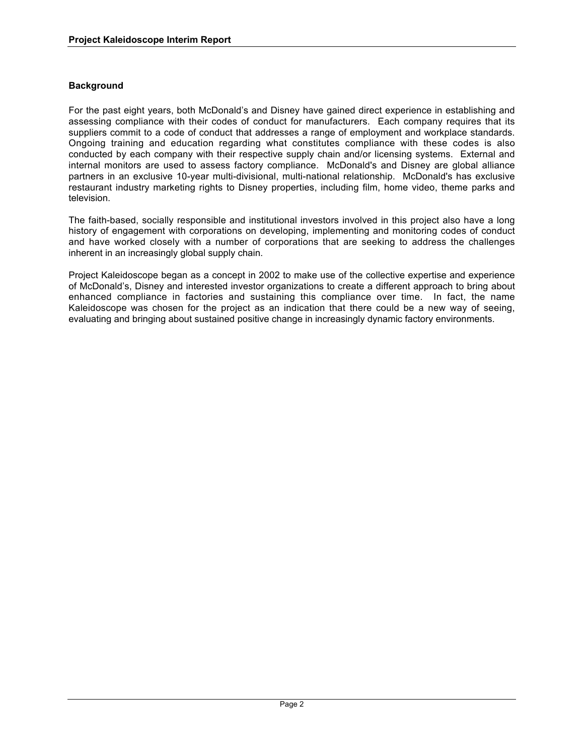## Background

For the past eight years, both McDonald's and Disney have gained direct experience in establishing and assessing compliance with their codes of conduct for manufacturers. Each company requires that its suppliers commit to a code of conduct that addresses a range of employment and workplace standards. Ongoing training and education regarding what constitutes compliance with these codes is also conducted by each company with their respective supply chain and/or licensing systems. External and internal monitors are used to assess factory compliance. McDonald's and Disney are global alliance partners in an exclusive 10-year multi-divisional, multi-national relationship. McDonald's has exclusive restaurant industry marketing rights to Disney properties, including film, home video, theme parks and television.

The faith-based, socially responsible and institutional investors involved in this project also have a long history of engagement with corporations on developing, implementing and monitoring codes of conduct and have worked closely with a number of corporations that are seeking to address the challenges inherent in an increasingly global supply chain.

Project Kaleidoscope began as a concept in 2002 to make use of the collective expertise and experience of McDonald's, Disney and interested investor organizations to create a different approach to bring about enhanced compliance in factories and sustaining this compliance over time. In fact, the name Kaleidoscope was chosen for the project as an indication that there could be a new way of seeing, evaluating and bringing about sustained positive change in increasingly dynamic factory environments.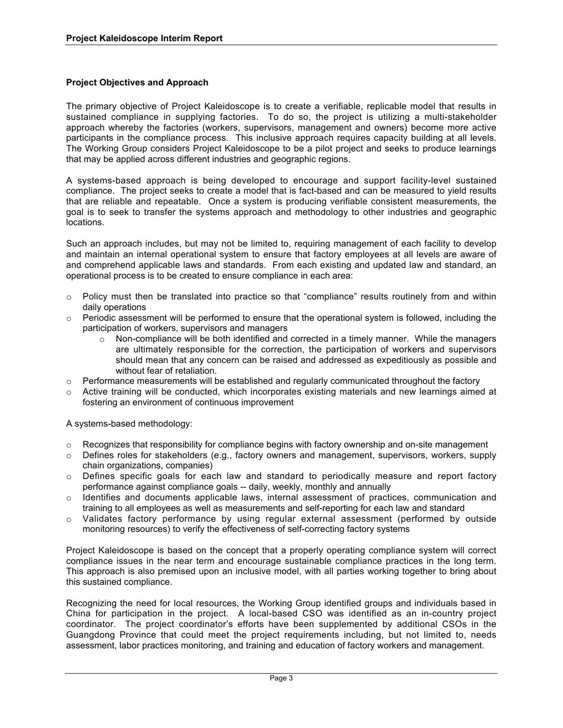**Project Objectives and Approach**

The primary objective of Project Kaleidoscope is to create a verifiable, replicable model that results in sustained compliance in supplying factories. To do so, the project is utilizing a multi-stakeholder approach whereby the factories (workers, supervisors, management and owners) become more active participants in the compliance process. This inclusive approach requires capacity building at all levels. The Working Group considers Project Kaleidoscope to be a pilot project and seeks to produce learnings that may be applied across different industries and geographic regions.

A systems-based approach is being developed to encourage and support facility-level sustained compliance. The project seeks to create a model that is fact-based and can be measured to yield results that are reliable and repeatable. Once a system is producing verifiable consistent measurements, the goal is to seek to transfer the systems approach and methodology to other industries and geographic locations.

Such an approach includes, but may not be limited to, requiring management of each facility to develop and maintain an internal operational system to ensure that factory employees at all levels are aware of and comprehend applicable laws and standards. From each existing and updated law and standard, an operational process is to be created to ensure compliance in each area:

- Policy must then be translated into practice so that "compliance" results routinely from and within daily operations
- Periodic assessment will be performed to ensure that the operational system is followed, including the participation of workers, supervisors and managers
  - Non-compliance will be both identified and corrected in a timely manner. While the managers are ultimately responsible for the correction, the participation of workers and supervisors should mean that any concern can be raised and addressed as expeditiously as possible and without fear of retaliation.
- Performance measurements will be established and regularly communicated throughout the factory
- Active training will be conducted, which incorporates existing materials and new learnings aimed at fostering an environment of continuous improvement

A systems-based methodology:

- Recognizes that responsibility for compliance begins with factory ownership and on-site management
- Defines roles for stakeholders (e.g., factory owners and management, supervisors, workers, supply chain organizations, companies)
- Defines specific goals for each law and standard to periodically measure and report factory performance against compliance goals -- daily, weekly, monthly and annually
- Identifies and documents applicable laws, internal assessment of practices, communication and training to all employees as well as measurements and self-reporting for each law and standard
- Validates factory performance by using regular external assessment (performed by outside monitoring resources) to verify the effectiveness of self-correcting factory systems

Project Kaleidoscope is based on the concept that a properly operating compliance system will correct compliance issues in the near term and encourage sustainable compliance practices in the long term. This approach is also premised upon an inclusive model, with all parties working together to bring about this sustained compliance.

Recognizing the need for local resources, the Working Group identified groups and individuals based in China for participation in the project. A local-based CSO was identified as an in-country project coordinator. The project coordinator's efforts have been supplemented by additional CSOs in the Guangdong Province that could meet the project requirements including, but not limited to, needs assessment, labor practices monitoring, and training and education of factory workers and management.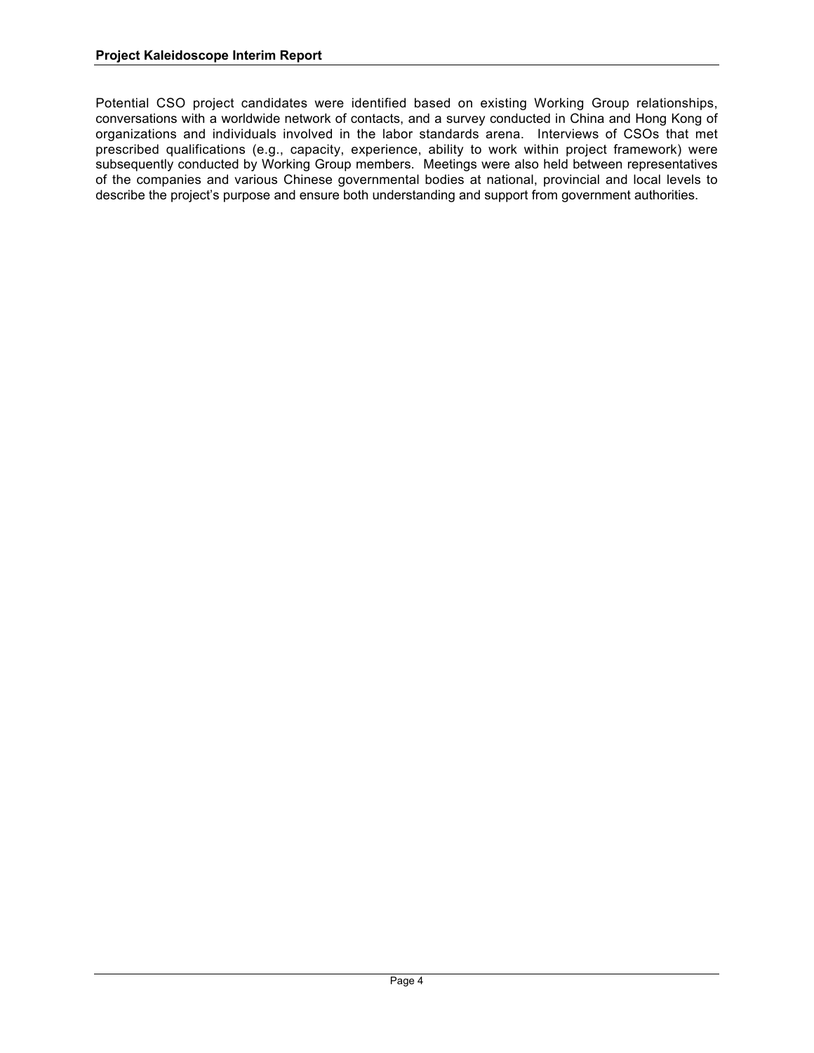Potential CSO project candidates were identified based on existing Working Group relationships, conversations with a worldwide network of contacts, and a survey conducted in China and Hong Kong of organizations and individuals involved in the labor standards arena. Interviews of CSOs that met prescribed qualifications (e.g., capacity, experience, ability to work within project framework) were subsequently conducted by Working Group members. Meetings were also held between representatives of the companies and various Chinese governmental bodies at national, provincial and local levels to describe the project's purpose and ensure both understanding and support from government authorities.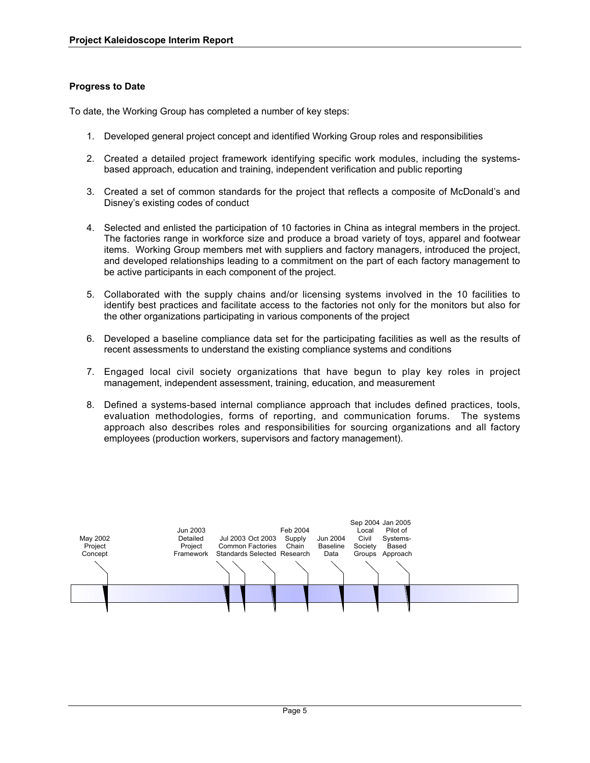## Progress to Date

To date, the Working Group has completed a number of key steps:

1. Developed general project concept and identified Working Group roles and responsibilities

2. Created a detailed project framework identifying specific work modules, including the systems-based approach, education and training, independent verification and public reporting

3. Created a set of common standards for the project that reflects a composite of McDonald's and Disney's existing codes of conduct

4. Selected and enlisted the participation of 10 factories in China as integral members in the project. The factories range in workforce size and produce a broad variety of toys, apparel and footwear items. Working Group members met with suppliers and factory managers, introduced the project, and developed relationships leading to a commitment on the part of each factory management to be active participants in each component of the project.

5. Collaborated with the supply chains and/or licensing systems involved in the 10 facilities to identify best practices and facilitate access to the factories not only for the monitors but also for the other organizations participating in various components of the project

6. Developed a baseline compliance data set for the participating facilities as well as the results of recent assessments to understand the existing compliance systems and conditions

7. Engaged local civil society organizations that have begun to play key roles in project management, independent assessment, training, education, and measurement

8. Defined a systems-based internal compliance approach that includes defined practices, tools, evaluation methodologies, forms of reporting, and communication forums. The systems approach also describes roles and responsibilities for sourcing organizations and all factory employees (production workers, supervisors and factory management).

May 2002 Project Concept | Jun 2003 Detailed Project Framework | Jul 2003 Common Standards | Oct 2003 Factories Selected | Feb 2004 Supply Chain Research | Jun 2004 Baseline Data | Sep 2004 Local Civil Society Groups | Jan 2005 Pilot of Systems-Based Approach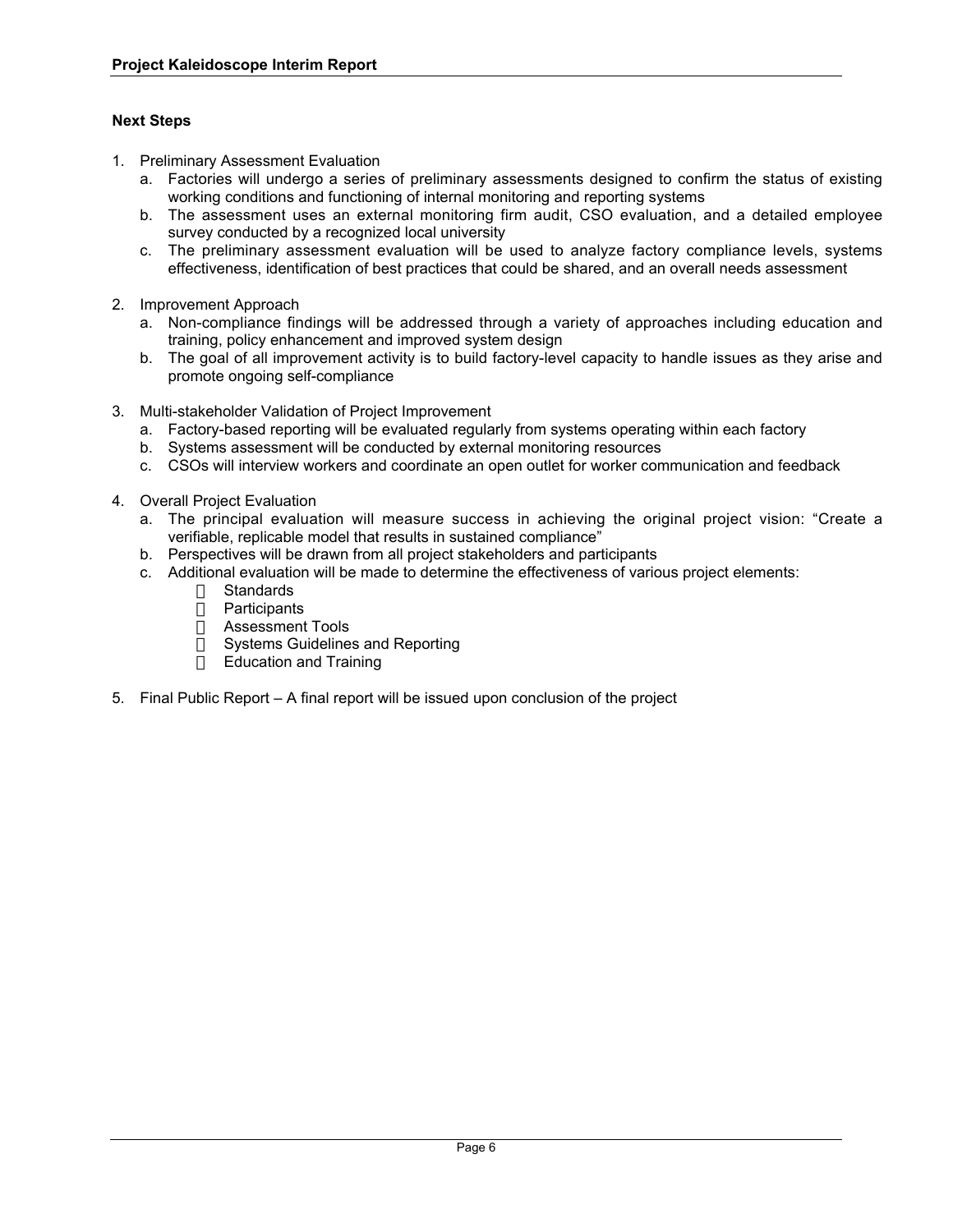### Next Steps

1. Preliminary Assessment Evaluation
   a. Factories will undergo a series of preliminary assessments designed to confirm the status of existing working conditions and functioning of internal monitoring and reporting systems
   b. The assessment uses an external monitoring firm audit, CSO evaluation, and a detailed employee survey conducted by a recognized local university
   c. The preliminary assessment evaluation will be used to analyze factory compliance levels, systems effectiveness, identification of best practices that could be shared, and an overall needs assessment

2. Improvement Approach
   a. Non-compliance findings will be addressed through a variety of approaches including education and training, policy enhancement and improved system design
   b. The goal of all improvement activity is to build factory-level capacity to handle issues as they arise and promote ongoing self-compliance

3. Multi-stakeholder Validation of Project Improvement
   a. Factory-based reporting will be evaluated regularly from systems operating within each factory
   b. Systems assessment will be conducted by external monitoring resources
   c. CSOs will interview workers and coordinate an open outlet for worker communication and feedback

4. Overall Project Evaluation
   a. The principal evaluation will measure success in achieving the original project vision: "Create a verifiable, replicable model that results in sustained compliance"
   b. Perspectives will be drawn from all project stakeholders and participants
   c. Additional evaluation will be made to determine the effectiveness of various project elements:
      - Standards
      - Participants
      - Assessment Tools
      - Systems Guidelines and Reporting
      - Education and Training

5. Final Public Report – A final report will be issued upon conclusion of the project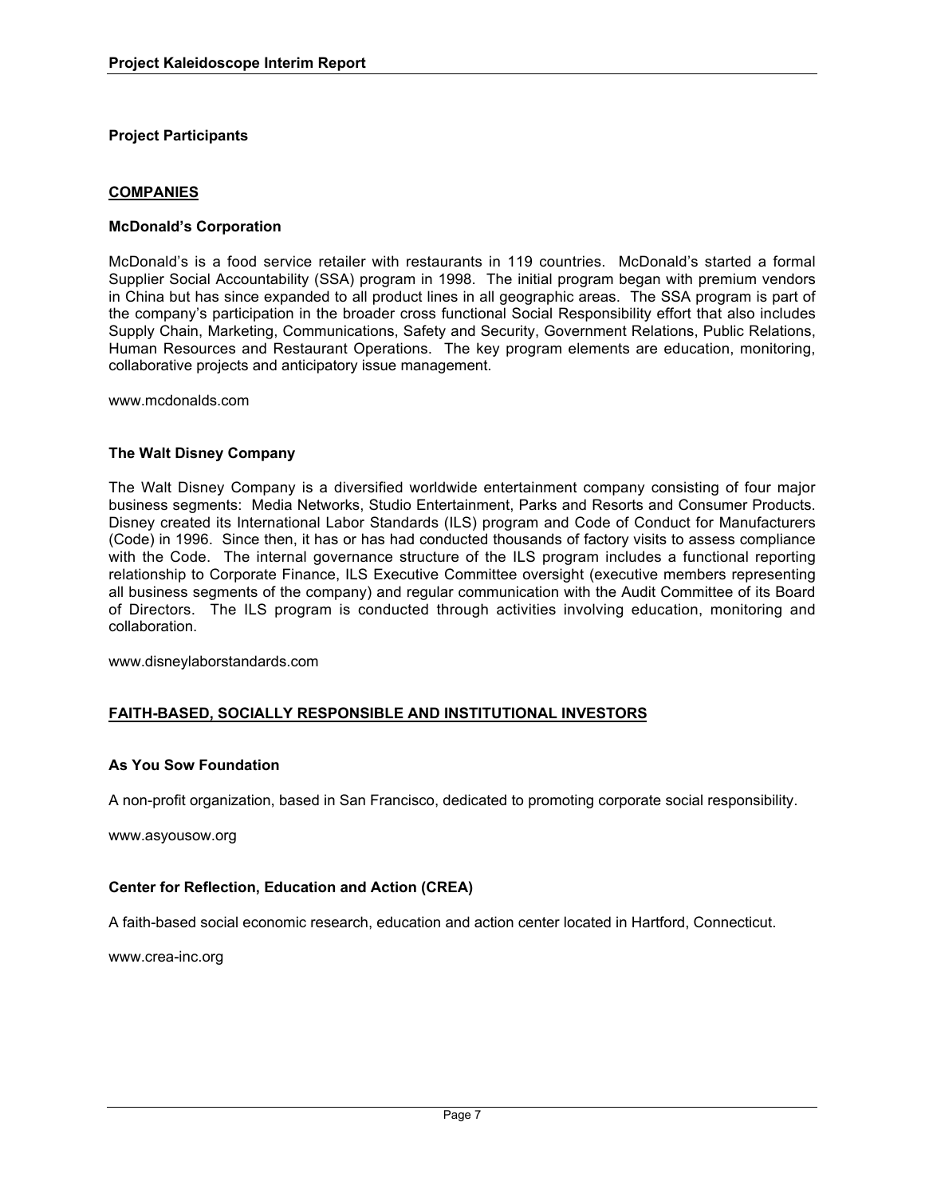## Project Participants

### COMPANIES

**McDonald's Corporation**

McDonald's is a food service retailer with restaurants in 119 countries. McDonald's started a formal Supplier Social Accountability (SSA) program in 1998. The initial program began with premium vendors in China but has since expanded to all product lines in all geographic areas. The SSA program is part of the company's participation in the broader cross functional Social Responsibility effort that also includes Supply Chain, Marketing, Communications, Safety and Security, Government Relations, Public Relations, Human Resources and Restaurant Operations. The key program elements are education, monitoring, collaborative projects and anticipatory issue management.

www.mcdonalds.com

**The Walt Disney Company**

The Walt Disney Company is a diversified worldwide entertainment company consisting of four major business segments: Media Networks, Studio Entertainment, Parks and Resorts and Consumer Products. Disney created its International Labor Standards (ILS) program and Code of Conduct for Manufacturers (Code) in 1996. Since then, it has or has had conducted thousands of factory visits to assess compliance with the Code. The internal governance structure of the ILS program includes a functional reporting relationship to Corporate Finance, ILS Executive Committee oversight (executive members representing all business segments of the company) and regular communication with the Audit Committee of its Board of Directors. The ILS program is conducted through activities involving education, monitoring and collaboration.

www.disneylaborstandards.com

### FAITH-BASED, SOCIALLY RESPONSIBLE AND INSTITUTIONAL INVESTORS

**As You Sow Foundation**

A non-profit organization, based in San Francisco, dedicated to promoting corporate social responsibility.

www.asyousow.org

**Center for Reflection, Education and Action (CREA)**

A faith-based social economic research, education and action center located in Hartford, Connecticut.

www.crea-inc.org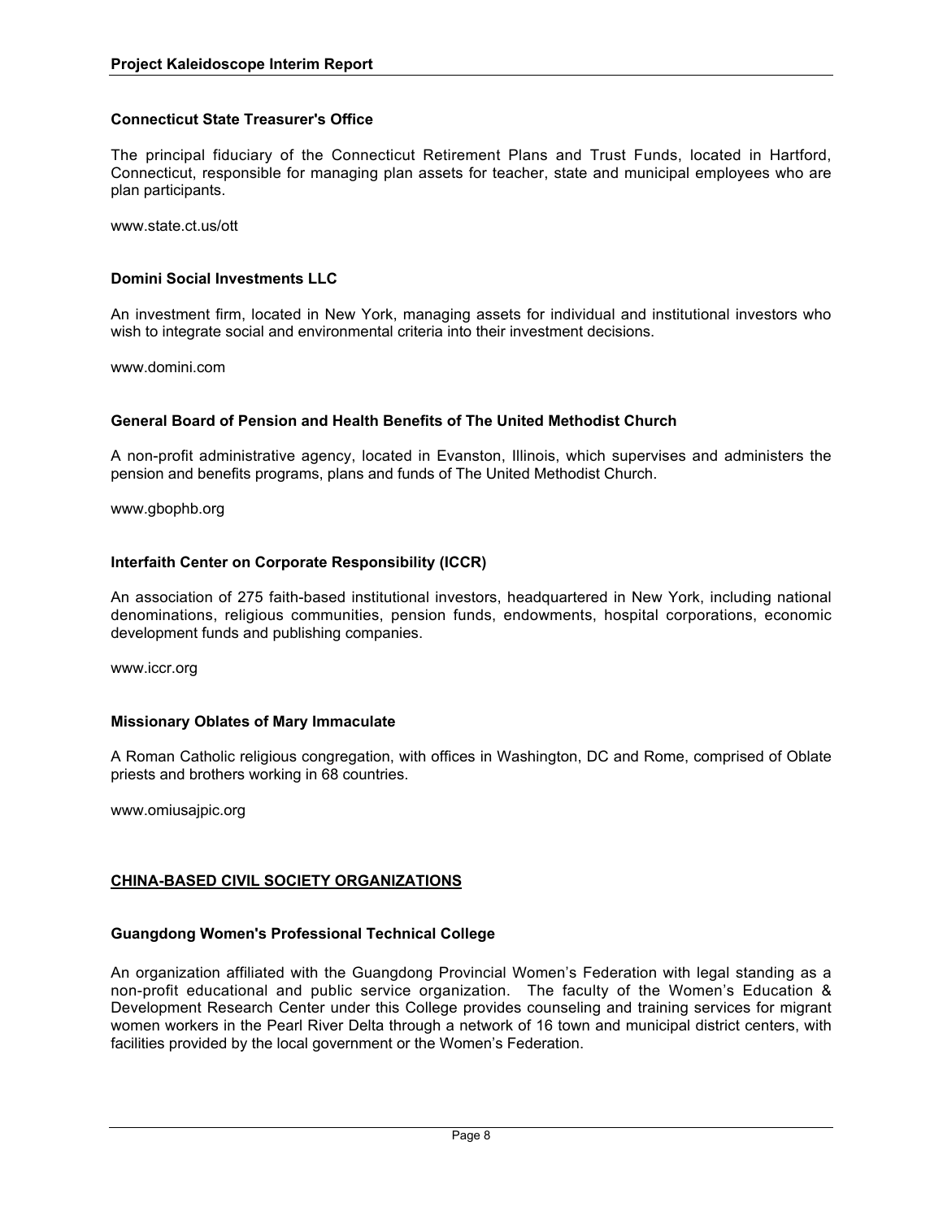**Connecticut State Treasurer's Office**

The principal fiduciary of the Connecticut Retirement Plans and Trust Funds, located in Hartford, Connecticut, responsible for managing plan assets for teacher, state and municipal employees who are plan participants.

www.state.ct.us/ott

**Domini Social Investments LLC**

An investment firm, located in New York, managing assets for individual and institutional investors who wish to integrate social and environmental criteria into their investment decisions.

www.domini.com

**General Board of Pension and Health Benefits of The United Methodist Church**

A non-profit administrative agency, located in Evanston, Illinois, which supervises and administers the pension and benefits programs, plans and funds of The United Methodist Church.

www.gbophb.org

**Interfaith Center on Corporate Responsibility (ICCR)**

An association of 275 faith-based institutional investors, headquartered in New York, including national denominations, religious communities, pension funds, endowments, hospital corporations, economic development funds and publishing companies.

www.iccr.org

**Missionary Oblates of Mary Immaculate**

A Roman Catholic religious congregation, with offices in Washington, DC and Rome, comprised of Oblate priests and brothers working in 68 countries.

www.omiusajpic.org

## CHINA-BASED CIVIL SOCIETY ORGANIZATIONS

**Guangdong Women's Professional Technical College**

An organization affiliated with the Guangdong Provincial Women's Federation with legal standing as a non-profit educational and public service organization. The faculty of the Women's Education & Development Research Center under this College provides counseling and training services for migrant women workers in the Pearl River Delta through a network of 16 town and municipal district centers, with facilities provided by the local government or the Women's Federation.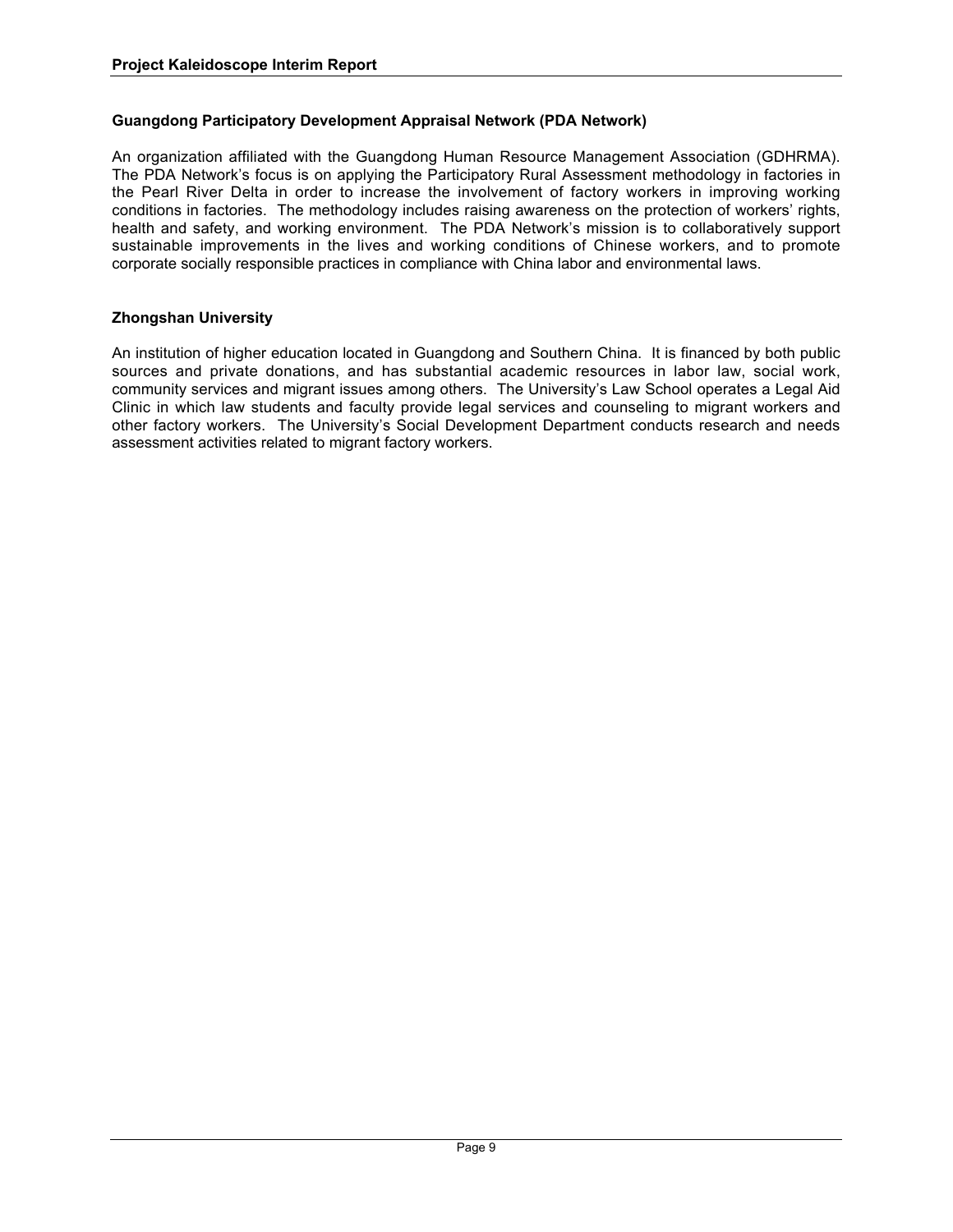### Guangdong Participatory Development Appraisal Network (PDA Network)

An organization affiliated with the Guangdong Human Resource Management Association (GDHRMA). The PDA Network's focus is on applying the Participatory Rural Assessment methodology in factories in the Pearl River Delta in order to increase the involvement of factory workers in improving working conditions in factories. The methodology includes raising awareness on the protection of workers' rights, health and safety, and working environment. The PDA Network's mission is to collaboratively support sustainable improvements in the lives and working conditions of Chinese workers, and to promote corporate socially responsible practices in compliance with China labor and environmental laws.

### Zhongshan University

An institution of higher education located in Guangdong and Southern China. It is financed by both public sources and private donations, and has substantial academic resources in labor law, social work, community services and migrant issues among others. The University's Law School operates a Legal Aid Clinic in which law students and faculty provide legal services and counseling to migrant workers and other factory workers. The University's Social Development Department conducts research and needs assessment activities related to migrant factory workers.